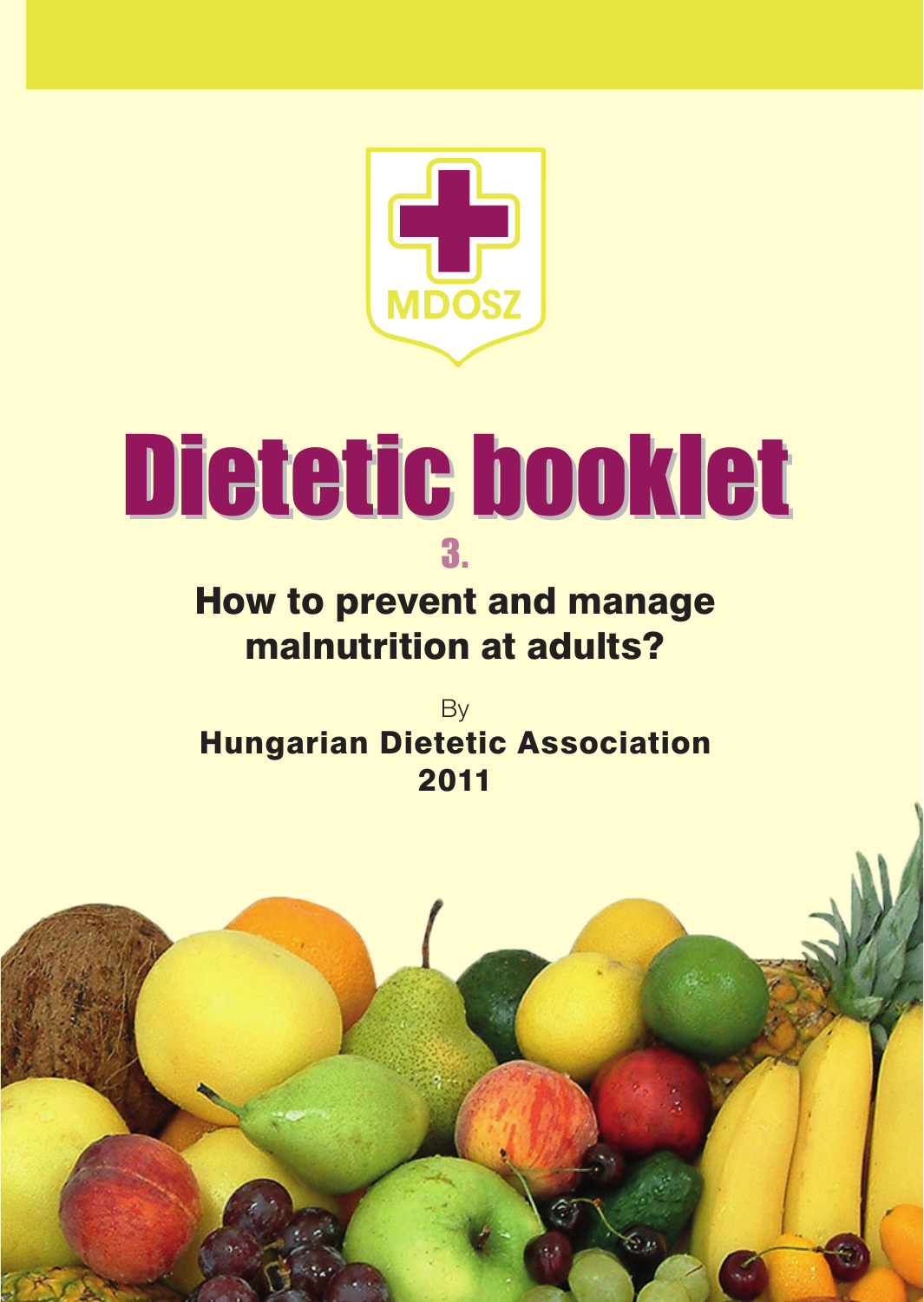MDOSZ

# Dietetic booklet

## 3.

## How to prevent and manage malnutrition at adults?

By

**Hungarian Dietetic Association**

**2011**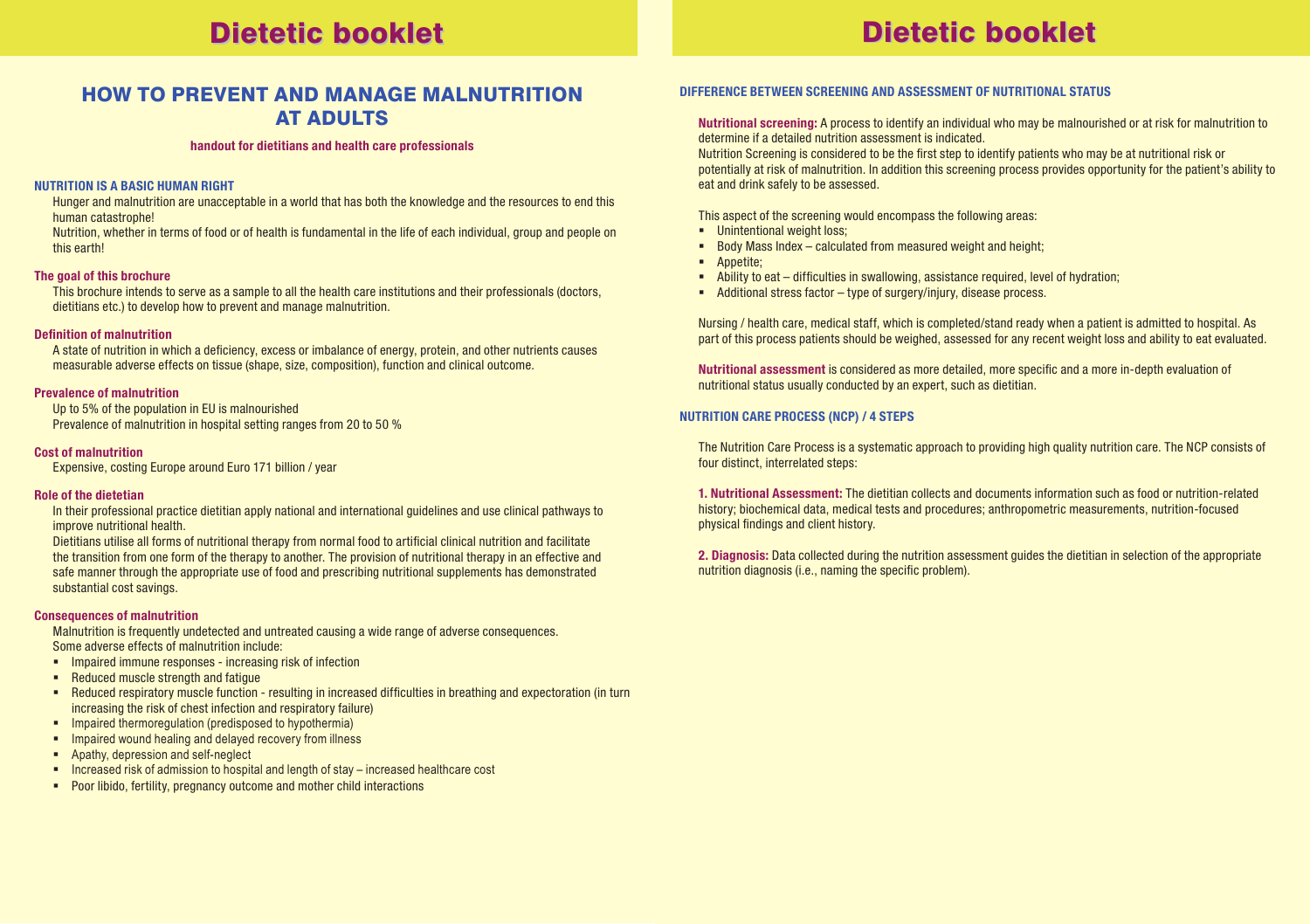# HOW TO PREVENT AND MANAGE MALNUTRITION AT ADULTS

**handout for dietitians and health care professionals**

## NUTRITION IS A BASIC HUMAN RIGHT

Hunger and malnutrition are unacceptable in a world that has both the knowledge and the resources to end this human catastrophe!

Nutrition, whether in terms of food or of health is fundamental in the life of each individual, group and people on this earth!

### The goal of this brochure

This brochure intends to serve as a sample to all the health care institutions and their professionals (doctors, dietitians etc.) to develop how to prevent and manage malnutrition.

### Definition of malnutrition

A state of nutrition in which a deficiency, excess or imbalance of energy, protein, and other nutrients causes measurable adverse effects on tissue (shape, size, composition), function and clinical outcome.

### Prevalence of malnutrition

Up to 5% of the population in EU is malnourished

Prevalence of malnutrition in hospital setting ranges from 20 to 50 %

### Cost of malnutrition

Expensive, costing Europe around Euro 171 billion / year

### Role of the dietetian

In their professional practice dietitian apply national and international guidelines and use clinical pathways to improve nutritional health.

Dietitians utilise all forms of nutritional therapy from normal food to artificial clinical nutrition and facilitate the transition from one form of the therapy to another. The provision of nutritional therapy in an effective and safe manner through the appropriate use of food and prescribing nutritional supplements has demonstrated substantial cost savings.

### Consequences of malnutrition

Malnutrition is frequently undetected and untreated causing a wide range of adverse consequences.

Some adverse effects of malnutrition include:

- Impaired immune responses - increasing risk of infection
- Reduced muscle strength and fatigue
- Reduced respiratory muscle function - resulting in increased difficulties in breathing and expectoration (in turn increasing the risk of chest infection and respiratory failure)
- Impaired thermoregulation (predisposed to hypothermia)
- Impaired wound healing and delayed recovery from illness
- Apathy, depression and self-neglect
- Increased risk of admission to hospital and length of stay – increased healthcare cost
- Poor libido, fertility, pregnancy outcome and mother child interactions

## DIFFERENCE BETWEEN SCREENING AND ASSESSMENT OF NUTRITIONAL STATUS

**Nutritional screening:** A process to identify an individual who may be malnourished or at risk for malnutrition to determine if a detailed nutrition assessment is indicated.

Nutrition Screening is considered to be the first step to identify patients who may be at nutritional risk or potentially at risk of malnutrition. In addition this screening process provides opportunity for the patient's ability to eat and drink safely to be assessed.

This aspect of the screening would encompass the following areas:

- Unintentional weight loss;
- Body Mass Index – calculated from measured weight and height;
- Appetite;
- Ability to eat – difficulties in swallowing, assistance required, level of hydration;
- Additional stress factor – type of surgery/injury, disease process.

Nursing / health care, medical staff, which is completed/stand ready when a patient is admitted to hospital. As part of this process patients should be weighed, assessed for any recent weight loss and ability to eat evaluated.

**Nutritional assessment** is considered as more detailed, more specific and a more in-depth evaluation of nutritional status usually conducted by an expert, such as dietitian.

## NUTRITION CARE PROCESS (NCP) / 4 STEPS

The Nutrition Care Process is a systematic approach to providing high quality nutrition care. The NCP consists of four distinct, interrelated steps:

**1. Nutritional Assessment:** The dietitian collects and documents information such as food or nutrition-related history; biochemical data, medical tests and procedures; anthropometric measurements, nutrition-focused physical findings and client history.

**2. Diagnosis:** Data collected during the nutrition assessment guides the dietitian in selection of the appropriate nutrition diagnosis (i.e., naming the specific problem).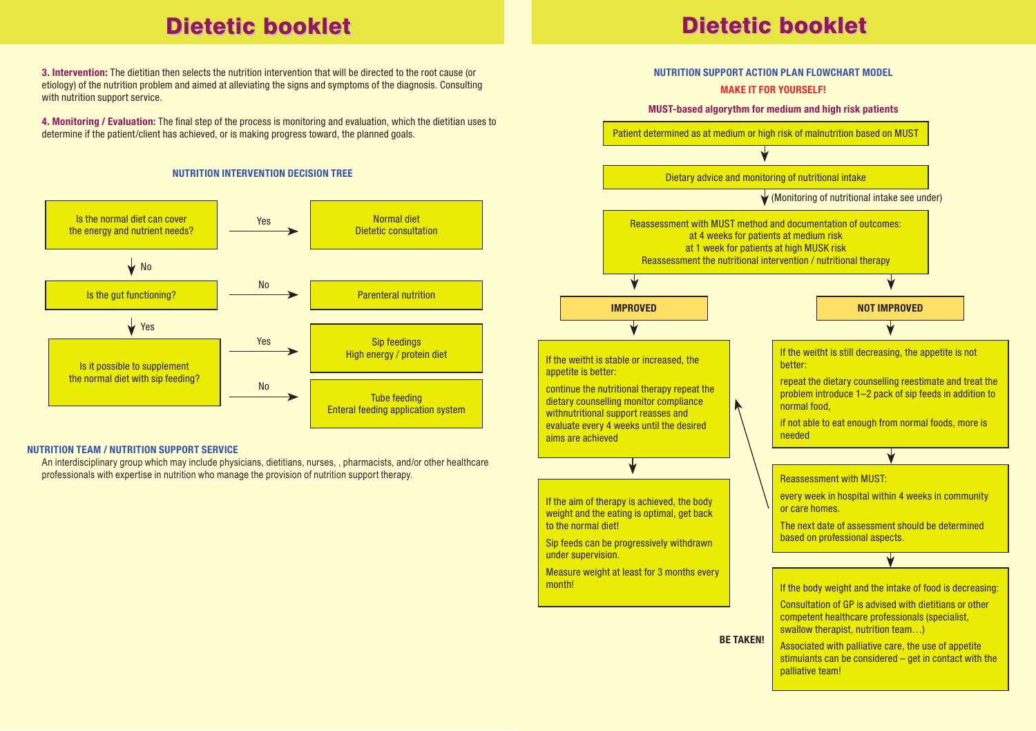**3. Intervention:** The dietitian then selects the nutrition intervention that will be directed to the root cause (or etiology) of the nutrition problem and aimed at alleviating the signs and symptoms of the diagnosis. Consulting with nutrition support service.

**4. Monitoring / Evaluation:** The final step of the process is monitoring and evaluation, which the dietitian uses to determine if the patient/client has achieved, or is making progress toward, the planned goals.

### NUTRITION INTERVENTION DECISION TREE

- Is the normal diet can cover the energy and nutrient needs?
  - Yes → Normal diet, Dietetic consultation
  - No ↓
- Is the gut functioning?
  - No → Parenteral nutrition
  - Yes ↓
- Is it possible to supplement the normal diet with sip feeding?
  - Yes → Sip feedings, High energy / protein diet
  - No → Tube feeding, Enteral feeding application system

### NUTRITION TEAM / NUTRITION SUPPORT SERVICE

An interdisciplinary group which may include physicians, dietitians, nurses, , pharmacists, and/or other healthcare professionals with expertise in nutrition who manage the provision of nutrition support therapy.

### NUTRITION SUPPORT ACTION PLAN FLOWCHART MODEL

**MAKE IT FOR YOURSELF!**

**MUST-based algorythm for medium and high risk patients**

Patient determined as at medium or high risk of malnutrition based on MUST

↓

Dietary advice and monitoring of nutritional intake

↓ (Monitoring of nutritional intake see under)

Reassessment with MUST method and documentation of outcomes:
at 4 weeks for patients at medium risk
at 1 week for patients at high MUSK risk
Reassessment the nutritional intervention / nutritional therapy

**IMPROVED**

If the weitht is stable or increased, the appetite is better:

continue the nutritional therapy repeat the dietary counselling monitor compliance withnutritional support reasses and evaluate every 4 weeks until the desired aims are achieved

↓

If the aim of therapy is achieved, the body weight and the eating is optimal, get back to the normal diet!

Sip feeds can be progressively withdrawn under supervision.

Measure weight at least for 3 months every month!

**NOT IMPROVED**

If the weitht is still decreasing, the appetite is not better:

repeat the dietary counselling reestimate and treat the problem introduce 1–2 pack of sip feeds in addition to normal food,

if not able to eat enough from normal foods, more is needed

↓

Reassessment with MUST:

every week in hospital within 4 weeks in community or care homes.

The next date of assessment should be determined based on professional aspects.

↓

If the body weight and the intake of food is decreasing:

Consultation of GP is advised with dietitians or other competent healthcare professionals (specialist, swallow therapist, nutrition team…)

Associated with palliative care, the use of appetite stimulants can be considered – get in contact with the palliative team!

**BE TAKEN!**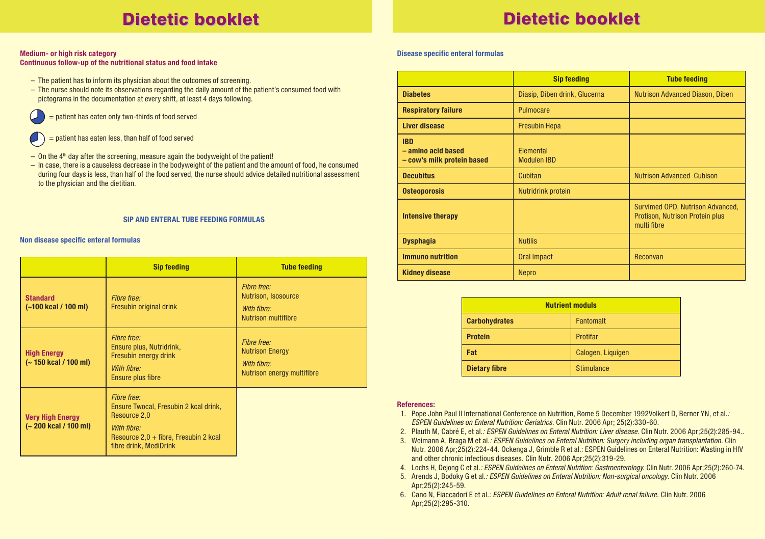# Dietetic booklet

**Medium- or high risk category**
**Continuous follow-up of the nutritional status and food intake**

- The patient has to inform its physician about the outcomes of screening.
- The nurse should note its observations regarding the daily amount of the patient's consumed food with pictograms in the documentation at every shift, at least 4 days following.

= patient has eaten only two-thirds of food served

= patient has eaten less, than half of food served

- On the 4th day after the screening, measure again the bodyweight of the patient!
- In case, there is a causeless decrease in the bodyweight of the patient and the amount of food, he consumed during four days is less, than half of the food served, the nurse should advice detailed nutritional assessment to the physician and the dietitian.

### SIP AND ENTERAL TUBE FEEDING FORMULAS

**Non disease specific enteral formulas**

| | Sip feeding | Tube feeding |
|---|---|---|
| **Standard (~100 kcal / 100 ml)** | *Fibre free:* Fresubin original drink | *Fibre free:* Nutrison, Isosource *With fibre:* Nutrison multifibre |
| **High Energy (~ 150 kcal / 100 ml)** | *Fibre free:* Ensure plus, Nutridrink, Fresubin energy drink *With fibre:* Ensure plus fibre | *Fibre free:* Nutrison Energy *With fibre:* Nutrison energy multifibre |
| **Very High Energy (~ 200 kcal / 100 ml)** | *Fibre free:* Ensure Twocal, Fresubin 2 kcal drink, Resource 2,0 *With fibre:* Resource 2,0 + fibre, Fresubin 2 kcal fibre drink, MediDrink | |

# Dietetic booklet

**Disease specific enteral formulas**

| | Sip feeding | Tube feeding |
|---|---|---|
| **Diabetes** | Diasip, Diben drink, Glucerna | Nutrison Advanced Diason, Diben |
| **Respiratory failure** | Pulmocare | |
| **Liver disease** | Fresubin Hepa | |
| **IBD – amino acid based – cow's milk protein based** | Elemental Modulen IBD | |
| **Decubitus** | Cubitan | Nutrison Advanced Cubison |
| **Osteoporosis** | Nutridrink protein | |
| **Intensive therapy** | | Survimed OPD, Nutrison Advanced, Protison, Nutrison Protein plus multi fibre |
| **Dysphagia** | Nutilis | |
| **Immuno nutrition** | Oral Impact | Reconvan |
| **Kidney disease** | Nepro | |

| Nutrient moduls | |
|---|---|
| **Carbohydrates** | Fantomalt |
| **Protein** | Protifar |
| **Fat** | Calogen, Liquigen |
| **Dietary fibre** | Stimulance |

**References:**

1. Pope John Paul II International Conference on Nutrition, Rome 5 December 1992Volkert D, Berner YN, et al.: *ESPEN Guidelines on Enteral Nutrition: Geriatrics.* Clin Nutr. 2006 Apr; 25(2):330-60.
2. Plauth M, Cabré E, et al.: *ESPEN Guidelines on Enteral Nutrition: Liver disease.* Clin Nutr. 2006 Apr;25(2):285-94..
3. Weimann A, Braga M et al.: *ESPEN Guidelines on Enteral Nutrition: Surgery including organ transplantation.* Clin Nutr. 2006 Apr;25(2):224-44. Ockenga J, Grimble R et al.: ESPEN Guidelines on Enteral Nutrition: Wasting in HIV and other chronic infectious diseases. Clin Nutr. 2006 Apr;25(2):319-29.
4. Lochs H, Dejong C et al.: *ESPEN Guidelines on Enteral Nutrition: Gastroenterology.* Clin Nutr. 2006 Apr;25(2):260-74.
5. Arends J, Bodoky G et al.: *ESPEN Guidelines on Enteral Nutrition: Non-surgical oncology.* Clin Nutr. 2006 Apr;25(2):245-59.
6. Cano N, Fiaccadori E et al.: *ESPEN Guidelines on Enteral Nutrition: Adult renal failure.* Clin Nutr. 2006 Apr;25(2):295-310.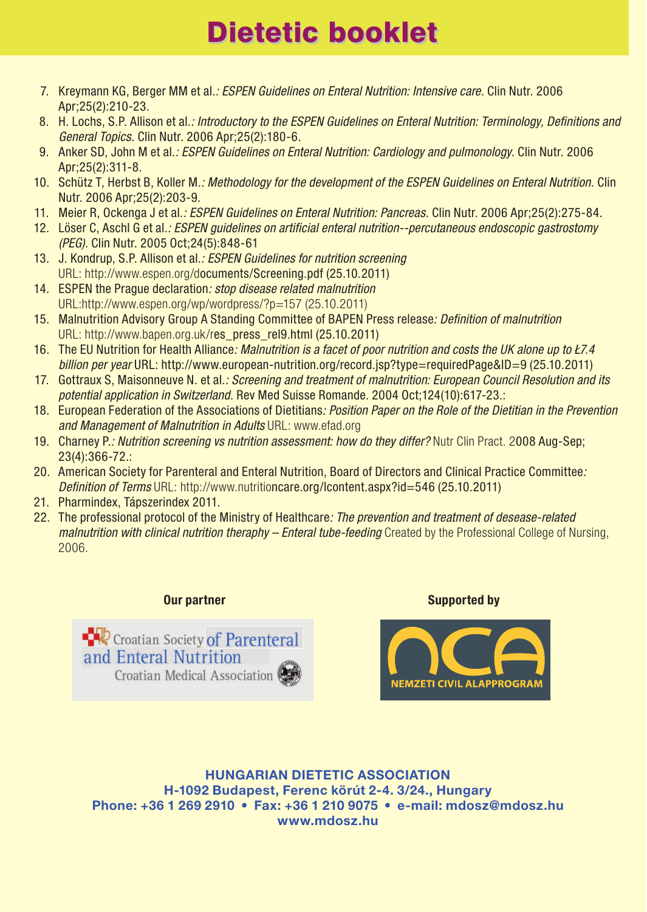7. Kreymann KG, Berger MM et al.*: ESPEN Guidelines on Enteral Nutrition: Intensive care*. Clin Nutr. 2006 Apr;25(2):210-23.
8. H. Lochs, S.P. Allison et al.*: Introductory to the ESPEN Guidelines on Enteral Nutrition: Terminology, Definitions and General Topics*. Clin Nutr. 2006 Apr;25(2):180-6.
9. Anker SD, John M et al.*: ESPEN Guidelines on Enteral Nutrition: Cardiology and pulmonology*. Clin Nutr. 2006 Apr;25(2):311-8.
10. Schütz T, Herbst B, Koller M.*: Methodology for the development of the ESPEN Guidelines on Enteral Nutrition*. Clin Nutr. 2006 Apr;25(2):203-9.
11. Meier R, Ockenga J et al.*: ESPEN Guidelines on Enteral Nutrition: Pancreas*. Clin Nutr. 2006 Apr;25(2):275-84.
12. Löser C, Aschl G et al.*: ESPEN guidelines on artificial enteral nutrition--percutaneous endoscopic gastrostomy (PEG)*. Clin Nutr. 2005 Oct;24(5):848-61
13. J. Kondrup, S.P. Allison et al.*: ESPEN Guidelines for nutrition screening* URL: http://www.espen.org/documents/Screening.pdf (25.10.2011)
14. ESPEN the Prague declaration*: stop disease related malnutrition* URL:http://www.espen.org/wp/wordpress/?p=157 (25.10.2011)
15. Malnutrition Advisory Group A Standing Committee of BAPEN Press release*: Definition of malnutrition* URL: http://www.bapen.org.uk/res_press_rel9.html (25.10.2011)
16. The EU Nutrition for Health Alliance*: Malnutrition is a facet of poor nutrition and costs the UK alone up to Ł7.4 billion per year* URL: http://www.european-nutrition.org/record.jsp?type=requiredPage&ID=9 (25.10.2011)
17. Gottraux S, Maisonneuve N. et al.*: Screening and treatment of malnutrition: European Council Resolution and its potential application in Switzerland*. Rev Med Suisse Romande. 2004 Oct;124(10):617-23.:
18. European Federation of the Associations of Dietitians*: Position Paper on the Role of the Dietitian in the Prevention and Management of Malnutrition in Adults* URL: www.efad.org
19. Charney P.*: Nutrition screening vs nutrition assessment: how do they differ?* Nutr Clin Pract. 2008 Aug-Sep; 23(4):366-72.:
20. American Society for Parenteral and Enteral Nutrition, Board of Directors and Clinical Practice Committee*: Definition of Terms* URL: http://www.nutritioncare.org/lcontent.aspx?id=546 (25.10.2011)
21. Pharmindex, Tápszerindex 2011.
22. The professional protocol of the Ministry of Healthcare*: The prevention and treatment of desease-related malnutrition with clinical nutrition theraphy – Enteral tube-feeding* Created by the Professional College of Nursing, 2006.

**Our partner**

Croatian Society of Parenteral and Enteral Nutrition
Croatian Medical Association

**Supported by**

NEMZETI CIVIL ALAPPROGRAM

**HUNGARIAN DIETETIC ASSOCIATION**
**H-1092 Budapest, Ferenc körút 2-4. 3/24., Hungary**
**Phone: +36 1 269 2910 • Fax: +36 1 210 9075 • e-mail: mdosz@mdosz.hu**
**www.mdosz.hu**